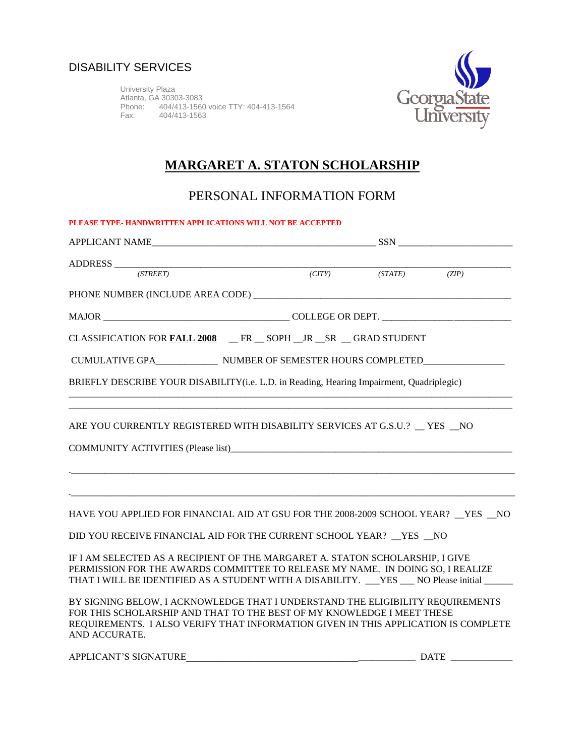DISABILITY SERVICES

University Plaza
Atlanta, GA 30303-3083
Phone: 404/413-1560 voice TTY: 404-413-1564
Fax: 404/413-1563

Georgia State University

# MARGARET A. STATON SCHOLARSHIP

## PERSONAL INFORMATION FORM

**PLEASE TYPE- HANDWRITTEN APPLICATIONS WILL NOT BE ACCEPTED**

APPLICANT NAME_______________________________________________ SSN ________________________

ADDRESS ___________________________________________________________________________
*(STREET)* *(CITY)* *(STATE)* *(ZIP)*

PHONE NUMBER (INCLUDE AREA CODE) _____________________________________________________

MAJOR ______________________________________ COLLEGE OR DEPT. __________________________

CLASSIFICATION FOR **FALL 2008** __ FR __ SOPH __JR __SR __ GRAD STUDENT

CUMULATIVE GPA____________ NUMBER OF SEMESTER HOURS COMPLETED________________

BRIEFLY DESCRIBE YOUR DISABILITY(i.e. L.D. in Reading, Hearing Impairment, Quadriplegic)
_____________________________________________________________________________________
_____________________________________________________________________________________

ARE YOU CURRENTLY REGISTERED WITH DISABILITY SERVICES AT G.S.U.? __ YES __NO

COMMUNITY ACTIVITIES (Please list)____________________________________________________________

._____________________________________________________________________________________

._____________________________________________________________________________________

HAVE YOU APPLIED FOR FINANCIAL AID AT GSU FOR THE 2008-2009 SCHOOL YEAR? __YES __NO

DID YOU RECEIVE FINANCIAL AID FOR THE CURRENT SCHOOL YEAR? __YES __NO

IF I AM SELECTED AS A RECIPIENT OF THE MARGARET A. STATON SCHOLARSHIP, I GIVE PERMISSION FOR THE AWARDS COMMITTEE TO RELEASE MY NAME. IN DOING SO, I REALIZE THAT I WILL BE IDENTIFIED AS A STUDENT WITH A DISABILITY. ___YES ___ NO Please initial ______

BY SIGNING BELOW, I ACKNOWLEDGE THAT I UNDERSTAND THE ELIGIBILITY REQUIREMENTS FOR THIS SCHOLARSHIP AND THAT TO THE BEST OF MY KNOWLEDGE I MEET THESE REQUIREMENTS. I ALSO VERIFY THAT INFORMATION GIVEN IN THIS APPLICATION IS COMPLETE AND ACCURATE.

APPLICANT'S SIGNATURE_______________________________________________ DATE _____________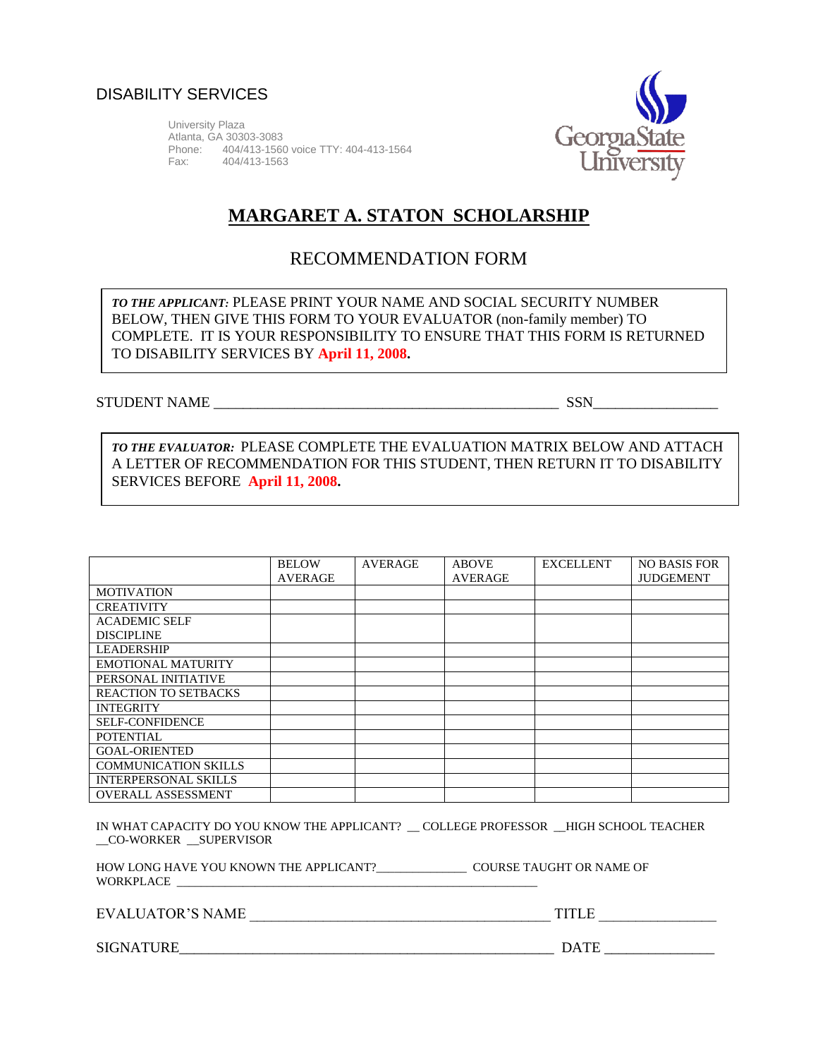DISABILITY SERVICES

University Plaza
Atlanta, GA 30303-3083
Phone: 404/413-1560 voice TTY: 404-413-1564
Fax: 404/413-1563

# MARGARET A. STATON SCHOLARSHIP

## RECOMMENDATION FORM

***TO THE APPLICANT:*** PLEASE PRINT YOUR NAME AND SOCIAL SECURITY NUMBER BELOW, THEN GIVE THIS FORM TO YOUR EVALUATOR (non-family member) TO COMPLETE. IT IS YOUR RESPONSIBILITY TO ENSURE THAT THIS FORM IS RETURNED TO DISABILITY SERVICES BY **April 11, 2008.**

STUDENT NAME _______________________________________________ SSN________________

***TO THE EVALUATOR:*** PLEASE COMPLETE THE EVALUATION MATRIX BELOW AND ATTACH A LETTER OF RECOMMENDATION FOR THIS STUDENT, THEN RETURN IT TO DISABILITY SERVICES BEFORE **April 11, 2008.**

| | BELOW AVERAGE | AVERAGE | ABOVE AVERAGE | EXCELLENT | NO BASIS FOR JUDGEMENT |
|---|---|---|---|---|---|
| MOTIVATION | | | | | |
| CREATIVITY | | | | | |
| ACADEMIC SELF DISCIPLINE | | | | | |
| LEADERSHIP | | | | | |
| EMOTIONAL MATURITY | | | | | |
| PERSONAL INITIATIVE | | | | | |
| REACTION TO SETBACKS | | | | | |
| INTEGRITY | | | | | |
| SELF-CONFIDENCE | | | | | |
| POTENTIAL | | | | | |
| GOAL-ORIENTED | | | | | |
| COMMUNICATION SKILLS | | | | | |
| INTERPERSONAL SKILLS | | | | | |
| OVERALL ASSESSMENT | | | | | |

IN WHAT CAPACITY DO YOU KNOW THE APPLICANT? __ COLLEGE PROFESSOR __HIGH SCHOOL TEACHER __CO-WORKER __SUPERVISOR

HOW LONG HAVE YOU KNOWN THE APPLICANT?_____________ COURSE TAUGHT OR NAME OF WORKPLACE ________________________________________________________

EVALUATOR'S NAME ________________________________________ TITLE _______________

SIGNATURE__________________________________________________ DATE ______________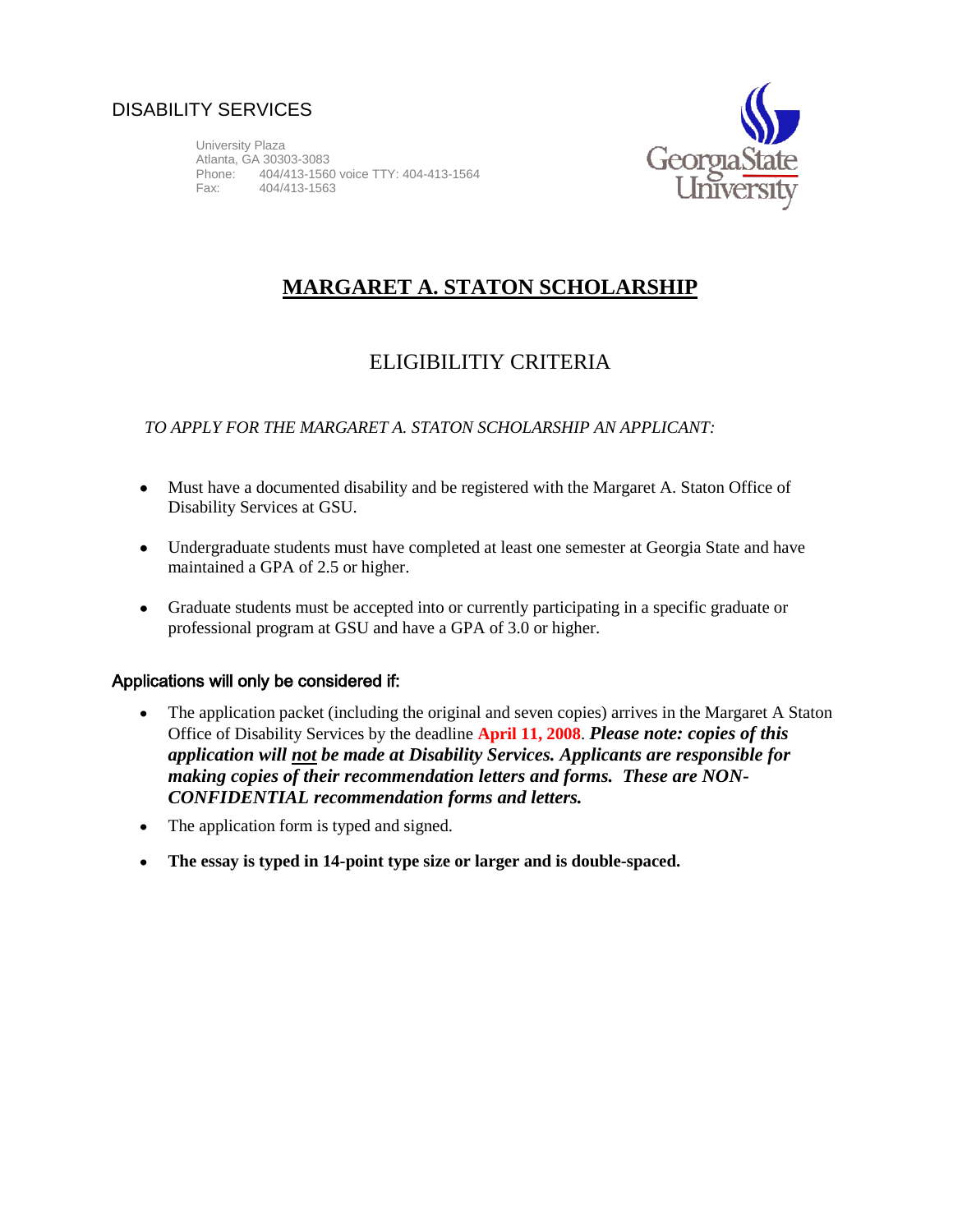DISABILITY SERVICES

University Plaza
Atlanta, GA 30303-3083
Phone: 404/413-1560 voice TTY: 404-413-1564
Fax: 404/413-1563

# MARGARET A. STATON SCHOLARSHIP

## ELIGIBILITIY CRITERIA

*TO APPLY FOR THE MARGARET A. STATON SCHOLARSHIP AN APPLICANT:*

- Must have a documented disability and be registered with the Margaret A. Staton Office of Disability Services at GSU.
- Undergraduate students must have completed at least one semester at Georgia State and have maintained a GPA of 2.5 or higher.
- Graduate students must be accepted into or currently participating in a specific graduate or professional program at GSU and have a GPA of 3.0 or higher.

### Applications will only be considered if:

- The application packet (including the original and seven copies) arrives in the Margaret A Staton Office of Disability Services by the deadline **April 11, 2008**. ***Please note: copies of this application will not be made at Disability Services. Applicants are responsible for making copies of their recommendation letters and forms. These are NON-CONFIDENTIAL recommendation forms and letters.***
- The application form is typed and signed.
- **The essay is typed in 14-point type size or larger and is double-spaced.**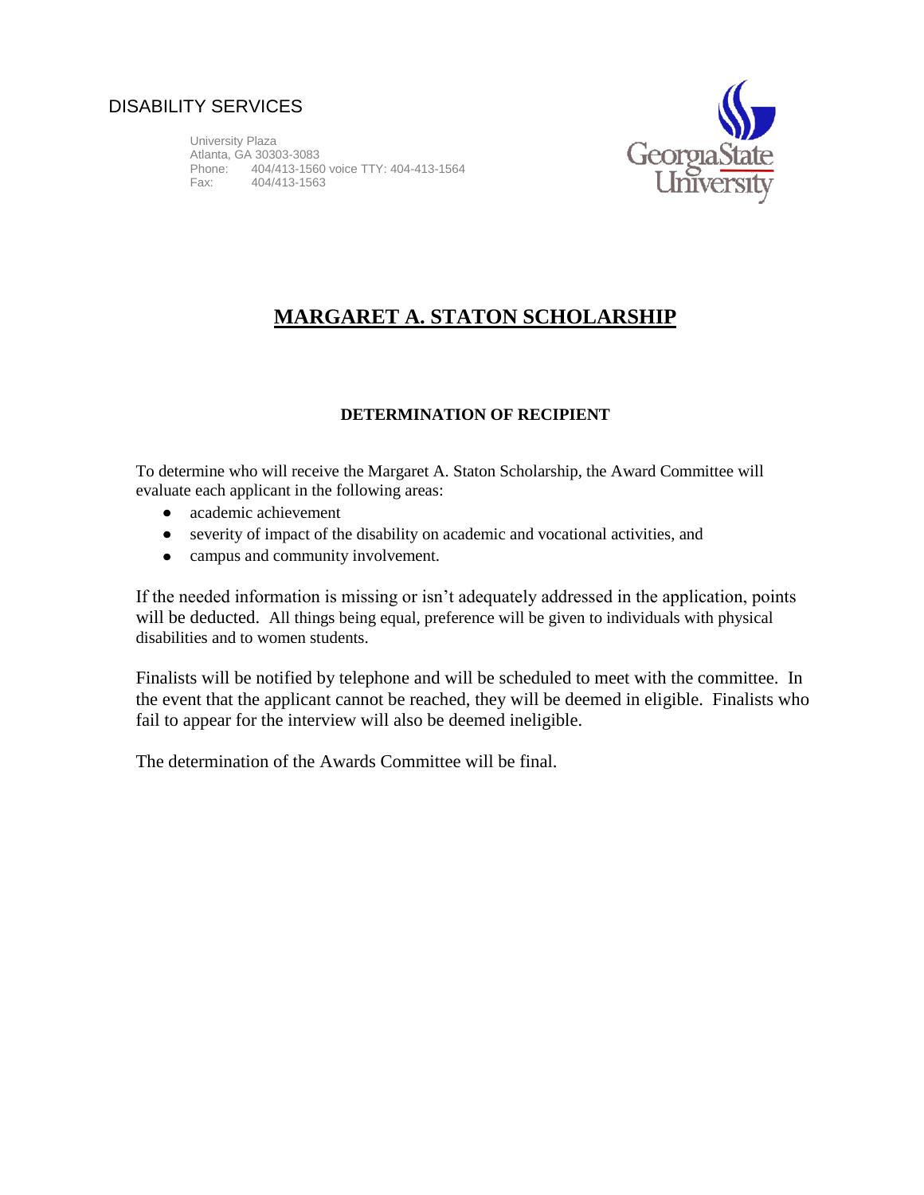DISABILITY SERVICES

University Plaza
Atlanta, GA 30303-3083
Phone: 404/413-1560 voice TTY: 404-413-1564
Fax: 404/413-1563

Georgia State University

# MARGARET A. STATON SCHOLARSHIP

### DETERMINATION OF RECIPIENT

To determine who will receive the Margaret A. Staton Scholarship, the Award Committee will evaluate each applicant in the following areas:

- academic achievement
- severity of impact of the disability on academic and vocational activities, and
- campus and community involvement.

If the needed information is missing or isn't adequately addressed in the application, points will be deducted. All things being equal, preference will be given to individuals with physical disabilities and to women students.

Finalists will be notified by telephone and will be scheduled to meet with the committee. In the event that the applicant cannot be reached, they will be deemed in eligible. Finalists who fail to appear for the interview will also be deemed ineligible.

The determination of the Awards Committee will be final.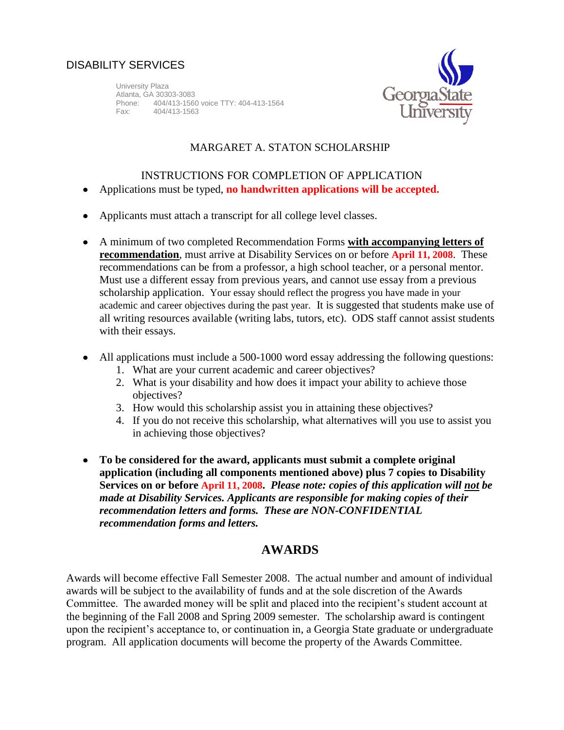DISABILITY SERVICES

University Plaza
Atlanta, GA 30303-3083
Phone: 404/413-1560 voice TTY: 404-413-1564
Fax: 404/413-1563

Georgia State University

## MARGARET A. STATON SCHOLARSHIP

### INSTRUCTIONS FOR COMPLETION OF APPLICATION

- Applications must be typed, **no handwritten applications will be accepted.**

- Applicants must attach a transcript for all college level classes.

- A minimum of two completed Recommendation Forms **with accompanying letters of recommendation**, must arrive at Disability Services on or before **April 11, 2008**. These recommendations can be from a professor, a high school teacher, or a personal mentor. Must use a different essay from previous years, and cannot use essay from a previous scholarship application. Your essay should reflect the progress you have made in your academic and career objectives during the past year. It is suggested that students make use of all writing resources available (writing labs, tutors, etc). ODS staff cannot assist students with their essays.

- All applications must include a 500-1000 word essay addressing the following questions:
  1. What are your current academic and career objectives?
  2. What is your disability and how does it impact your ability to achieve those objectives?
  3. How would this scholarship assist you in attaining these objectives?
  4. If you do not receive this scholarship, what alternatives will you use to assist you in achieving those objectives?

- **To be considered for the award, applicants must submit a complete original application (including all components mentioned above) plus 7 copies to Disability Services on or before April 11, 2008.** ***Please note: copies of this application will not be made at Disability Services. Applicants are responsible for making copies of their recommendation letters and forms. These are NON-CONFIDENTIAL recommendation forms and letters.***

## AWARDS

Awards will become effective Fall Semester 2008. The actual number and amount of individual awards will be subject to the availability of funds and at the sole discretion of the Awards Committee. The awarded money will be split and placed into the recipient's student account at the beginning of the Fall 2008 and Spring 2009 semester. The scholarship award is contingent upon the recipient's acceptance to, or continuation in, a Georgia State graduate or undergraduate program. All application documents will become the property of the Awards Committee.